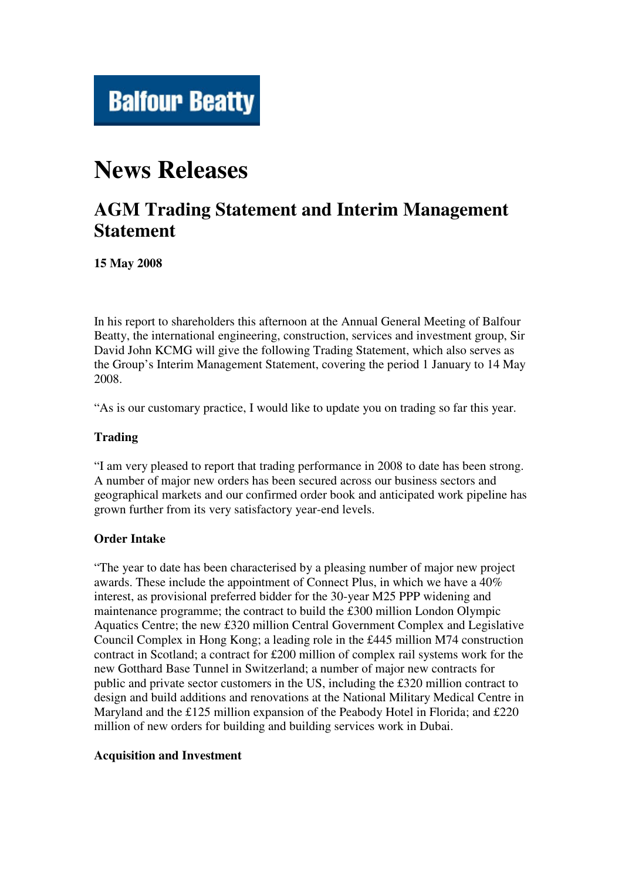**Balfour Beatty**

# News Releases

## AGM Trading Statement and Interim Management Statement

**15 May 2008**

In his report to shareholders this afternoon at the Annual General Meeting of Balfour Beatty, the international engineering, construction, services and investment group, Sir David John KCMG will give the following Trading Statement, which also serves as the Group's Interim Management Statement, covering the period 1 January to 14 May 2008.

"As is our customary practice, I would like to update you on trading so far this year.

### Trading

"I am very pleased to report that trading performance in 2008 to date has been strong. A number of major new orders has been secured across our business sectors and geographical markets and our confirmed order book and anticipated work pipeline has grown further from its very satisfactory year-end levels.

### Order Intake

"The year to date has been characterised by a pleasing number of major new project awards. These include the appointment of Connect Plus, in which we have a 40% interest, as provisional preferred bidder for the 30-year M25 PPP widening and maintenance programme; the contract to build the £300 million London Olympic Aquatics Centre; the new £320 million Central Government Complex and Legislative Council Complex in Hong Kong; a leading role in the £445 million M74 construction contract in Scotland; a contract for £200 million of complex rail systems work for the new Gotthard Base Tunnel in Switzerland; a number of major new contracts for public and private sector customers in the US, including the £320 million contract to design and build additions and renovations at the National Military Medical Centre in Maryland and the £125 million expansion of the Peabody Hotel in Florida; and £220 million of new orders for building and building services work in Dubai.

### Acquisition and Investment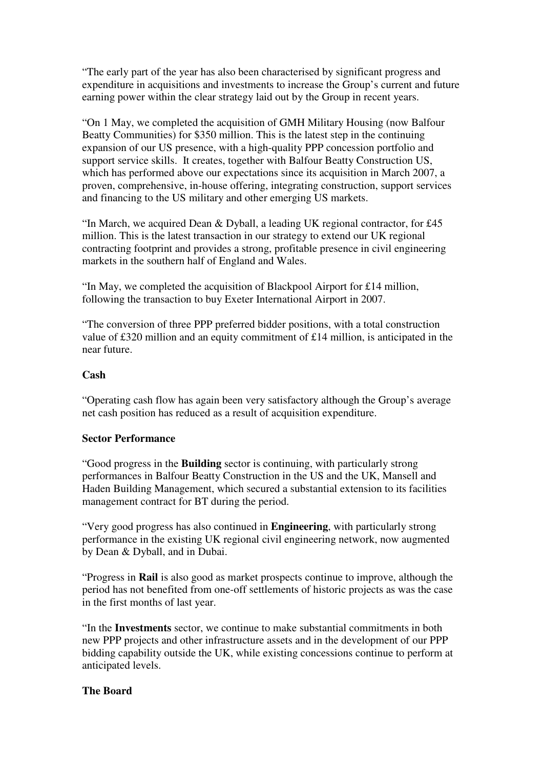"The early part of the year has also been characterised by significant progress and expenditure in acquisitions and investments to increase the Group's current and future earning power within the clear strategy laid out by the Group in recent years.

"On 1 May, we completed the acquisition of GMH Military Housing (now Balfour Beatty Communities) for $350 million. This is the latest step in the continuing expansion of our US presence, with a high-quality PPP concession portfolio and support service skills. It creates, together with Balfour Beatty Construction US, which has performed above our expectations since its acquisition in March 2007, a proven, comprehensive, in-house offering, integrating construction, support services and financing to the US military and other emerging US markets.

"In March, we acquired Dean & Dyball, a leading UK regional contractor, for £45 million. This is the latest transaction in our strategy to extend our UK regional contracting footprint and provides a strong, profitable presence in civil engineering markets in the southern half of England and Wales.

"In May, we completed the acquisition of Blackpool Airport for £14 million, following the transaction to buy Exeter International Airport in 2007.

"The conversion of three PPP preferred bidder positions, with a total construction value of £320 million and an equity commitment of £14 million, is anticipated in the near future.

**Cash**

"Operating cash flow has again been very satisfactory although the Group's average net cash position has reduced as a result of acquisition expenditure.

**Sector Performance**

"Good progress in the **Building** sector is continuing, with particularly strong performances in Balfour Beatty Construction in the US and the UK, Mansell and Haden Building Management, which secured a substantial extension to its facilities management contract for BT during the period.

"Very good progress has also continued in **Engineering**, with particularly strong performance in the existing UK regional civil engineering network, now augmented by Dean & Dyball, and in Dubai.

"Progress in **Rail** is also good as market prospects continue to improve, although the period has not benefited from one-off settlements of historic projects as was the case in the first months of last year.

"In the **Investments** sector, we continue to make substantial commitments in both new PPP projects and other infrastructure assets and in the development of our PPP bidding capability outside the UK, while existing concessions continue to perform at anticipated levels.

**The Board**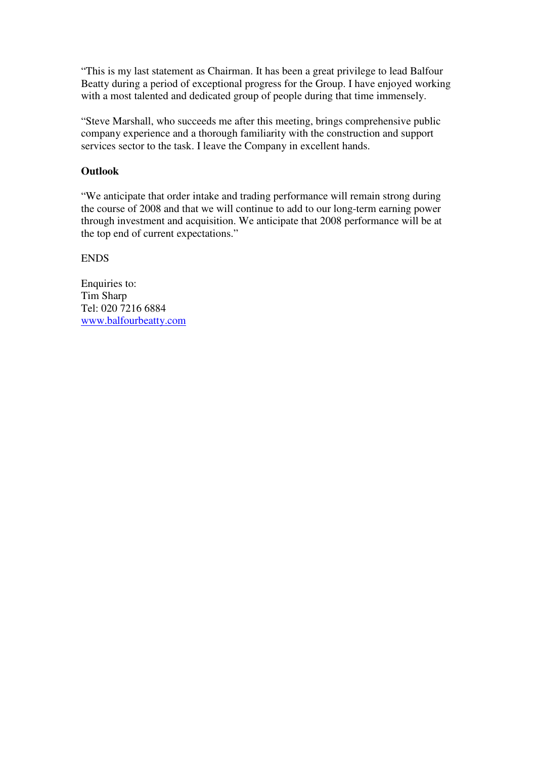"This is my last statement as Chairman. It has been a great privilege to lead Balfour Beatty during a period of exceptional progress for the Group. I have enjoyed working with a most talented and dedicated group of people during that time immensely.

"Steve Marshall, who succeeds me after this meeting, brings comprehensive public company experience and a thorough familiarity with the construction and support services sector to the task. I leave the Company in excellent hands.

**Outlook**

"We anticipate that order intake and trading performance will remain strong during the course of 2008 and that we will continue to add to our long-term earning power through investment and acquisition. We anticipate that 2008 performance will be at the top end of current expectations."

ENDS

Enquiries to:
Tim Sharp
Tel: 020 7216 6884
www.balfourbeatty.com